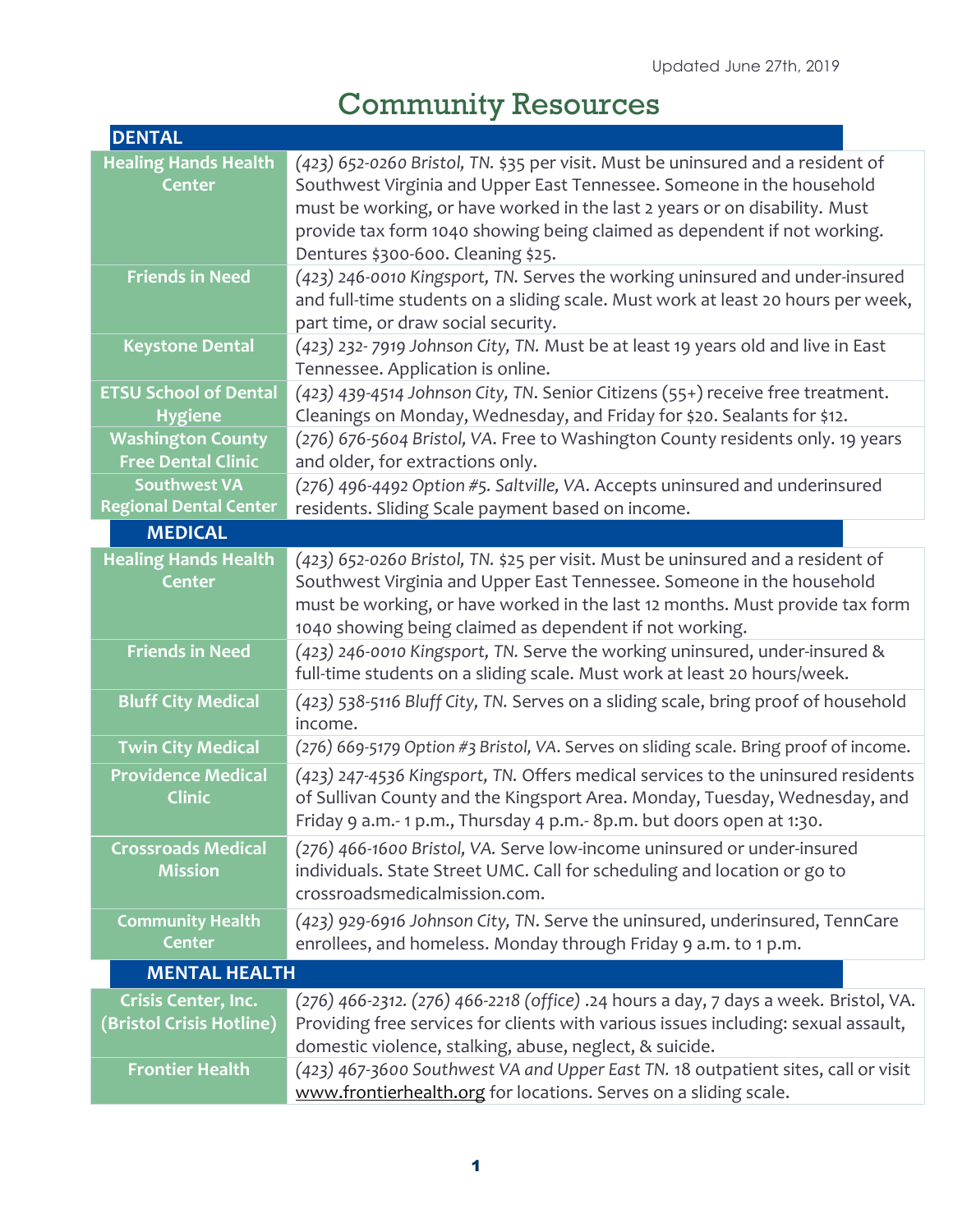Updated June 27th, 2019

# Community Resources

## DENTAL

| | |
|---|---|
| **Healing Hands Health Center** | *(423) 652-0260 Bristol, TN.* $35 per visit. Must be uninsured and a resident of Southwest Virginia and Upper East Tennessee. Someone in the household must be working, or have worked in the last 2 years or on disability. Must provide tax form 1040 showing being claimed as dependent if not working. Dentures $300-600. Cleaning $25. |
| **Friends in Need** | *(423) 246-0010 Kingsport, TN.* Serves the working uninsured and under-insured and full-time students on a sliding scale. Must work at least 20 hours per week, part time, or draw social security. |
| **Keystone Dental** | *(423) 232- 7919 Johnson City, TN.* Must be at least 19 years old and live in East Tennessee. Application is online. |
| **ETSU School of Dental Hygiene** | *(423) 439-4514 Johnson City, TN*. Senior Citizens (55+) receive free treatment. Cleanings on Monday, Wednesday, and Friday for $20. Sealants for $12. |
| **Washington County Free Dental Clinic** | *(276) 676-5604 Bristol, VA.* Free to Washington County residents only. 19 years and older, for extractions only. |
| **Southwest VA Regional Dental Center** | *(276) 496-4492 Option #5. Saltville, VA*. Accepts uninsured and underinsured residents. Sliding Scale payment based on income. |

## MEDICAL

| | |
|---|---|
| **Healing Hands Health Center** | *(423) 652-0260 Bristol, TN.* $25 per visit. Must be uninsured and a resident of Southwest Virginia and Upper East Tennessee. Someone in the household must be working, or have worked in the last 12 months. Must provide tax form 1040 showing being claimed as dependent if not working. |
| **Friends in Need** | *(423) 246-0010 Kingsport, TN.* Serve the working uninsured, under-insured & full-time students on a sliding scale. Must work at least 20 hours/week. |
| **Bluff City Medical** | *(423) 538-5116 Bluff City, TN.* Serves on a sliding scale, bring proof of household income. |
| **Twin City Medical** | *(276) 669-5179 Option #3 Bristol, VA*. Serves on sliding scale. Bring proof of income. |
| **Providence Medical Clinic** | *(423) 247-4536 Kingsport, TN.* Offers medical services to the uninsured residents of Sullivan County and the Kingsport Area. Monday, Tuesday, Wednesday, and Friday 9 a.m.- 1 p.m., Thursday 4 p.m.- 8p.m. but doors open at 1:30. |
| **Crossroads Medical Mission** | *(276) 466-1600 Bristol, VA.* Serve low-income uninsured or under-insured individuals. State Street UMC. Call for scheduling and location or go to crossroadsmedicalmission.com. |
| **Community Health Center** | *(423) 929-6916 Johnson City, TN*. Serve the uninsured, underinsured, TennCare enrollees, and homeless. Monday through Friday 9 a.m. to 1 p.m. |

## MENTAL HEALTH

| | |
|---|---|
| **Crisis Center, Inc. (Bristol Crisis Hotline)** | *(276) 466-2312. (276) 466-2218 (office)* .24 hours a day, 7 days a week. Bristol, VA. Providing free services for clients with various issues including: sexual assault, domestic violence, stalking, abuse, neglect, & suicide. |
| **Frontier Health** | *(423) 467-3600 Southwest VA and Upper East TN.* 18 outpatient sites, call or visit www.frontierhealth.org for locations. Serves on a sliding scale. |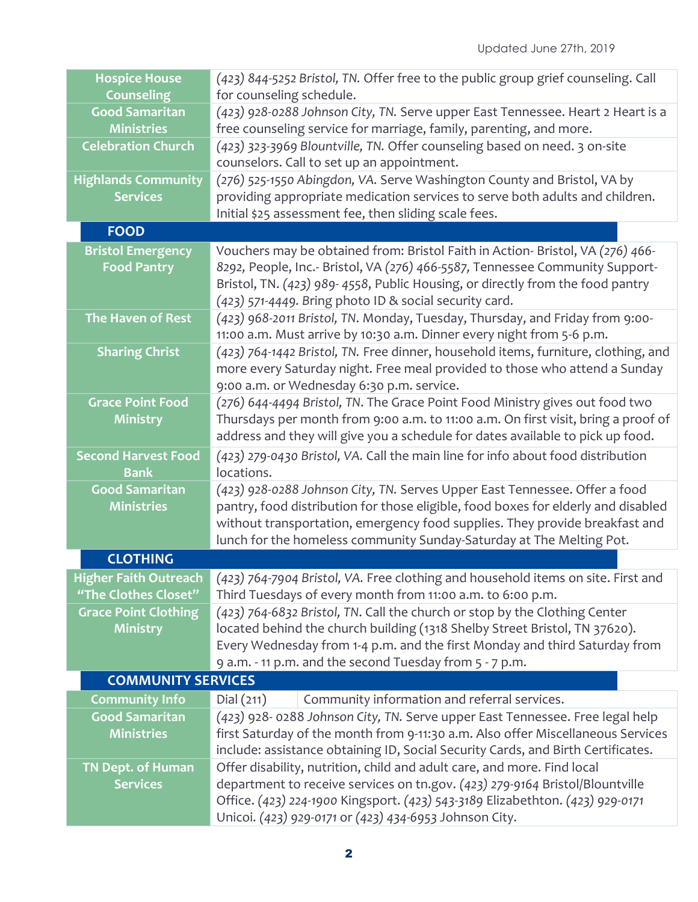Updated June 27th, 2019

| | |
|---|---|
| **Hospice House Counseling** | *(423) 844-5252 Bristol, TN.* Offer free to the public group grief counseling. Call for counseling schedule. |
| **Good Samaritan Ministries** | *(423) 928-0288 Johnson City, TN.* Serve upper East Tennessee. Heart 2 Heart is a free counseling service for marriage, family, parenting, and more. |
| **Celebration Church** | *(423) 323-3969 Blountville, TN.* Offer counseling based on need. 3 on-site counselors. Call to set up an appointment. |
| **Highlands Community Services** | *(276) 525-1550 Abingdon, VA.* Serve Washington County and Bristol, VA by providing appropriate medication services to serve both adults and children. Initial $25 assessment fee, then sliding scale fees. |

## FOOD

| | |
|---|---|
| **Bristol Emergency Food Pantry** | Vouchers may be obtained from: Bristol Faith in Action- Bristol, VA *(276) 466-8292*, People, Inc.- Bristol, VA *(276) 466-5587*, Tennessee Community Support-Bristol, TN. *(423) 989- 4558*, Public Housing, or directly from the food pantry *(423) 571-4449*. Bring photo ID & social security card. |
| **The Haven of Rest** | *(423) 968-2011 Bristol, TN.* Monday, Tuesday, Thursday, and Friday from 9:00-11:00 a.m. Must arrive by 10:30 a.m. Dinner every night from 5-6 p.m. |
| **Sharing Christ** | *(423) 764-1442 Bristol, TN.* Free dinner, household items, furniture, clothing, and more every Saturday night. Free meal provided to those who attend a Sunday 9:00 a.m. or Wednesday 6:30 p.m. service. |
| **Grace Point Food Ministry** | *(276) 644-4494 Bristol, TN.* The Grace Point Food Ministry gives out food two Thursdays per month from 9:00 a.m. to 11:00 a.m. On first visit, bring a proof of address and they will give you a schedule for dates available to pick up food. |
| **Second Harvest Food Bank** | *(423) 279-0430 Bristol, VA.* Call the main line for info about food distribution locations. |
| **Good Samaritan Ministries** | *(423) 928-0288 Johnson City, TN.* Serves Upper East Tennessee. Offer a food pantry, food distribution for those eligible, food boxes for elderly and disabled without transportation, emergency food supplies. They provide breakfast and lunch for the homeless community Sunday-Saturday at The Melting Pot. |

## CLOTHING

| | |
|---|---|
| **Higher Faith Outreach "The Clothes Closet"** | *(423) 764-7904 Bristol, VA.* Free clothing and household items on site. First and Third Tuesdays of every month from 11:00 a.m. to 6:00 p.m. |
| **Grace Point Clothing Ministry** | *(423) 764-6832 Bristol, TN.* Call the church or stop by the Clothing Center located behind the church building (1318 Shelby Street Bristol, TN 37620). Every Wednesday from 1-4 p.m. and the first Monday and third Saturday from 9 a.m. - 11 p.m. and the second Tuesday from 5 - 7 p.m. |

## COMMUNITY SERVICES

| | |
|---|---|
| **Community Info** | Dial (211) — Community information and referral services. |
| **Good Samaritan Ministries** | *(423) 928- 0288 Johnson City, TN.* Serve upper East Tennessee. Free legal help first Saturday of the month from 9-11:30 a.m. Also offer Miscellaneous Services include: assistance obtaining ID, Social Security Cards, and Birth Certificates. |
| **TN Dept. of Human Services** | Offer disability, nutrition, child and adult care, and more. Find local department to receive services on tn.gov. *(423) 279-9164* Bristol/Blountville Office. *(423) 224-1900* Kingsport. *(423) 543-3189* Elizabethton. *(423) 929-0171* Unicoi. *(423) 929-0171* or *(423) 434-6953* Johnson City. |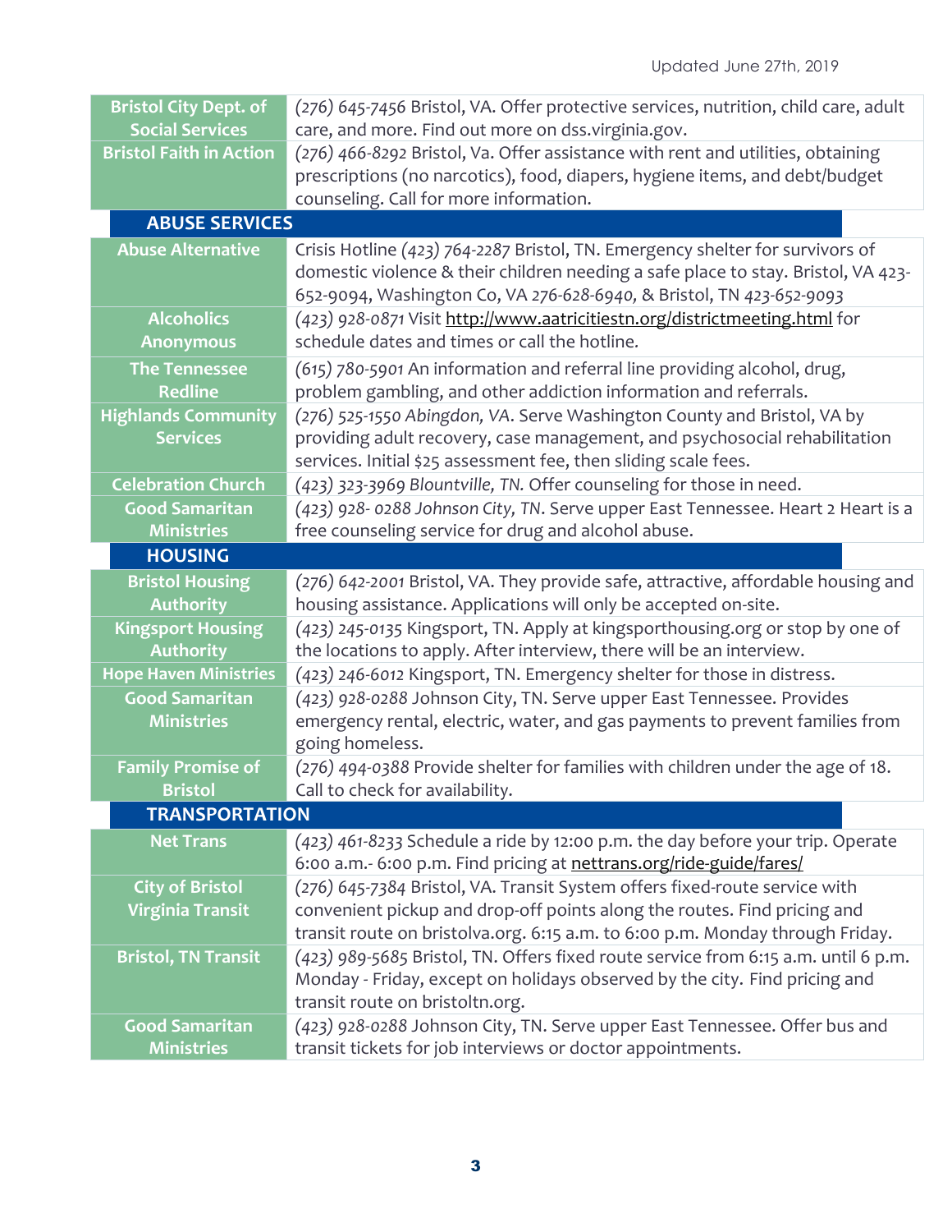Updated June 27th, 2019

| | |
|---|---|
| **Bristol City Dept. of Social Services** | *(276) 645-7456* Bristol, VA. Offer protective services, nutrition, child care, adult care, and more. Find out more on dss.virginia.gov. |
| **Bristol Faith in Action** | *(276) 466-8292* Bristol, Va. Offer assistance with rent and utilities, obtaining prescriptions (no narcotics), food, diapers, hygiene items, and debt/budget counseling. Call for more information. |
| **ABUSE SERVICES** | |
| **Abuse Alternative** | Crisis Hotline *(423) 764-2287* Bristol, TN. Emergency shelter for survivors of domestic violence & their children needing a safe place to stay. Bristol, VA 423-652-9094, Washington Co, VA *276-628-6940*, & Bristol, TN *423-652-9093* |
| **Alcoholics Anonymous** | *(423) 928-0871* Visit http://www.aatricitiestn.org/districtmeeting.html for schedule dates and times or call the hotline. |
| **The Tennessee Redline** | *(615) 780-5901* An information and referral line providing alcohol, drug, problem gambling, and other addiction information and referrals. |
| **Highlands Community Services** | *(276) 525-1550 Abingdon, VA.* Serve Washington County and Bristol, VA by providing adult recovery, case management, and psychosocial rehabilitation services. Initial $25 assessment fee, then sliding scale fees. |
| **Celebration Church** | *(423) 323-3969 Blountville, TN.* Offer counseling for those in need. |
| **Good Samaritan Ministries** | *(423) 928- 0288 Johnson City, TN.* Serve upper East Tennessee. Heart 2 Heart is a free counseling service for drug and alcohol abuse. |
| **HOUSING** | |
| **Bristol Housing Authority** | *(276) 642-2001* Bristol, VA. They provide safe, attractive, affordable housing and housing assistance. Applications will only be accepted on-site. |
| **Kingsport Housing Authority** | *(423) 245-0135* Kingsport, TN. Apply at kingsporthousing.org or stop by one of the locations to apply. After interview, there will be an interview. |
| **Hope Haven Ministries** | *(423) 246-6012* Kingsport, TN. Emergency shelter for those in distress. |
| **Good Samaritan Ministries** | *(423) 928-0288* Johnson City, TN. Serve upper East Tennessee. Provides emergency rental, electric, water, and gas payments to prevent families from going homeless. |
| **Family Promise of Bristol** | *(276) 494-0388* Provide shelter for families with children under the age of 18. Call to check for availability. |
| **TRANSPORTATION** | |
| **Net Trans** | *(423) 461-8233* Schedule a ride by 12:00 p.m. the day before your trip. Operate 6:00 a.m.- 6:00 p.m. Find pricing at nettrans.org/ride-guide/fares/ |
| **City of Bristol Virginia Transit** | *(276) 645-7384* Bristol, VA. Transit System offers fixed-route service with convenient pickup and drop-off points along the routes. Find pricing and transit route on bristolva.org. 6:15 a.m. to 6:00 p.m. Monday through Friday. |
| **Bristol, TN Transit** | *(423) 989-5685* Bristol, TN. Offers fixed route service from 6:15 a.m. until 6 p.m. Monday - Friday, except on holidays observed by the city. Find pricing and transit route on bristoltn.org. |
| **Good Samaritan Ministries** | *(423) 928-0288* Johnson City, TN. Serve upper East Tennessee. Offer bus and transit tickets for job interviews or doctor appointments. |